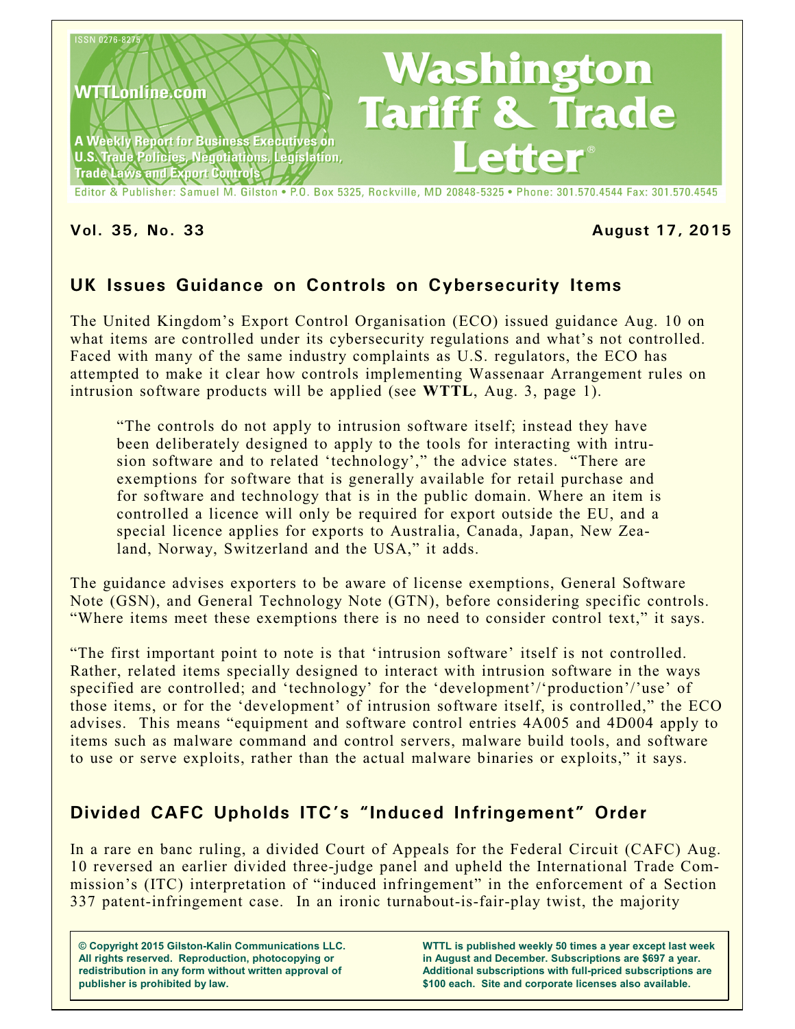ISSN 0276-8275

WTTLonline.com

A Weekly Report for Business Executives on U.S. Trade Policies, Negotiations, Legislation, Trade Laws and Export Controls

# Washington Tariff & Trade Letter®

Editor & Publisher: Samuel M. Gilston • P.O. Box 5325, Rockville, MD 20848-5325 • Phone: 301.570.4544 Fax: 301.570.4545

**Vol. 35, No. 33** **August 17, 2015**

## UK Issues Guidance on Controls on Cybersecurity Items

The United Kingdom's Export Control Organisation (ECO) issued guidance Aug. 10 on what items are controlled under its cybersecurity regulations and what's not controlled. Faced with many of the same industry complaints as U.S. regulators, the ECO has attempted to make it clear how controls implementing Wassenaar Arrangement rules on intrusion software products will be applied (see **WTTL**, Aug. 3, page 1).

> "The controls do not apply to intrusion software itself; instead they have been deliberately designed to apply to the tools for interacting with intrusion software and to related 'technology'," the advice states. "There are exemptions for software that is generally available for retail purchase and for software and technology that is in the public domain. Where an item is controlled a licence will only be required for export outside the EU, and a special licence applies for exports to Australia, Canada, Japan, New Zealand, Norway, Switzerland and the USA," it adds.

The guidance advises exporters to be aware of license exemptions, General Software Note (GSN), and General Technology Note (GTN), before considering specific controls. "Where items meet these exemptions there is no need to consider control text," it says.

"The first important point to note is that 'intrusion software' itself is not controlled. Rather, related items specially designed to interact with intrusion software in the ways specified are controlled; and 'technology' for the 'development'/'production'/'use' of those items, or for the 'development' of intrusion software itself, is controlled," the ECO advises. This means "equipment and software control entries 4A005 and 4D004 apply to items such as malware command and control servers, malware build tools, and software to use or serve exploits, rather than the actual malware binaries or exploits," it says.

## Divided CAFC Upholds ITC's "Induced Infringement" Order

In a rare en banc ruling, a divided Court of Appeals for the Federal Circuit (CAFC) Aug. 10 reversed an earlier divided three-judge panel and upheld the International Trade Commission's (ITC) interpretation of "induced infringement" in the enforcement of a Section 337 patent-infringement case. In an ironic turnabout-is-fair-play twist, the majority

**© Copyright 2015 Gilston-Kalin Communications LLC. All rights reserved. Reproduction, photocopying or redistribution in any form without written approval of publisher is prohibited by law.**

**WTTL is published weekly 50 times a year except last week in August and December. Subscriptions are $697 a year. Additional subscriptions with full-priced subscriptions are $100 each. Site and corporate licenses also available.**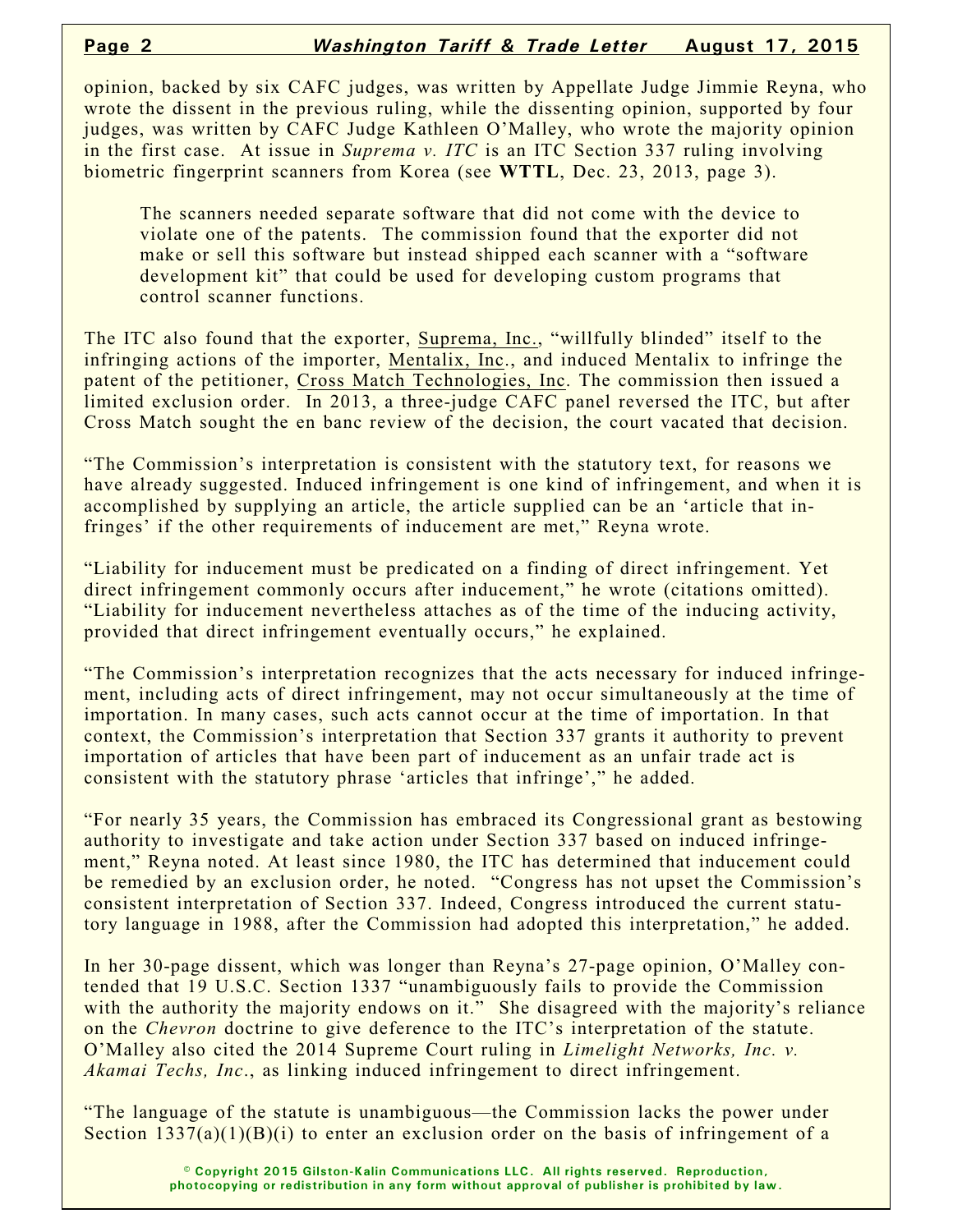opinion, backed by six CAFC judges, was written by Appellate Judge Jimmie Reyna, who wrote the dissent in the previous ruling, while the dissenting opinion, supported by four judges, was written by CAFC Judge Kathleen O'Malley, who wrote the majority opinion in the first case. At issue in *Suprema v. ITC* is an ITC Section 337 ruling involving biometric fingerprint scanners from Korea (see **WTTL**, Dec. 23, 2013, page 3).

> The scanners needed separate software that did not come with the device to violate one of the patents. The commission found that the exporter did not make or sell this software but instead shipped each scanner with a "software development kit" that could be used for developing custom programs that control scanner functions.

The ITC also found that the exporter, Suprema, Inc., "willfully blinded" itself to the infringing actions of the importer, Mentalix, Inc., and induced Mentalix to infringe the patent of the petitioner, Cross Match Technologies, Inc. The commission then issued a limited exclusion order. In 2013, a three-judge CAFC panel reversed the ITC, but after Cross Match sought the en banc review of the decision, the court vacated that decision.

"The Commission's interpretation is consistent with the statutory text, for reasons we have already suggested. Induced infringement is one kind of infringement, and when it is accomplished by supplying an article, the article supplied can be an 'article that infringes' if the other requirements of inducement are met," Reyna wrote.

"Liability for inducement must be predicated on a finding of direct infringement. Yet direct infringement commonly occurs after inducement," he wrote (citations omitted). "Liability for inducement nevertheless attaches as of the time of the inducing activity, provided that direct infringement eventually occurs," he explained.

"The Commission's interpretation recognizes that the acts necessary for induced infringement, including acts of direct infringement, may not occur simultaneously at the time of importation. In many cases, such acts cannot occur at the time of importation. In that context, the Commission's interpretation that Section 337 grants it authority to prevent importation of articles that have been part of inducement as an unfair trade act is consistent with the statutory phrase 'articles that infringe'," he added.

"For nearly 35 years, the Commission has embraced its Congressional grant as bestowing authority to investigate and take action under Section 337 based on induced infringement," Reyna noted. At least since 1980, the ITC has determined that inducement could be remedied by an exclusion order, he noted. "Congress has not upset the Commission's consistent interpretation of Section 337. Indeed, Congress introduced the current statutory language in 1988, after the Commission had adopted this interpretation," he added.

In her 30-page dissent, which was longer than Reyna's 27-page opinion, O'Malley contended that 19 U.S.C. Section 1337 "unambiguously fails to provide the Commission with the authority the majority endows on it." She disagreed with the majority's reliance on the *Chevron* doctrine to give deference to the ITC's interpretation of the statute. O'Malley also cited the 2014 Supreme Court ruling in *Limelight Networks, Inc. v. Akamai Techs, Inc.*, as linking induced infringement to direct infringement.

"The language of the statute is unambiguous—the Commission lacks the power under Section 1337(a)(1)(B)(i) to enter an exclusion order on the basis of infringement of a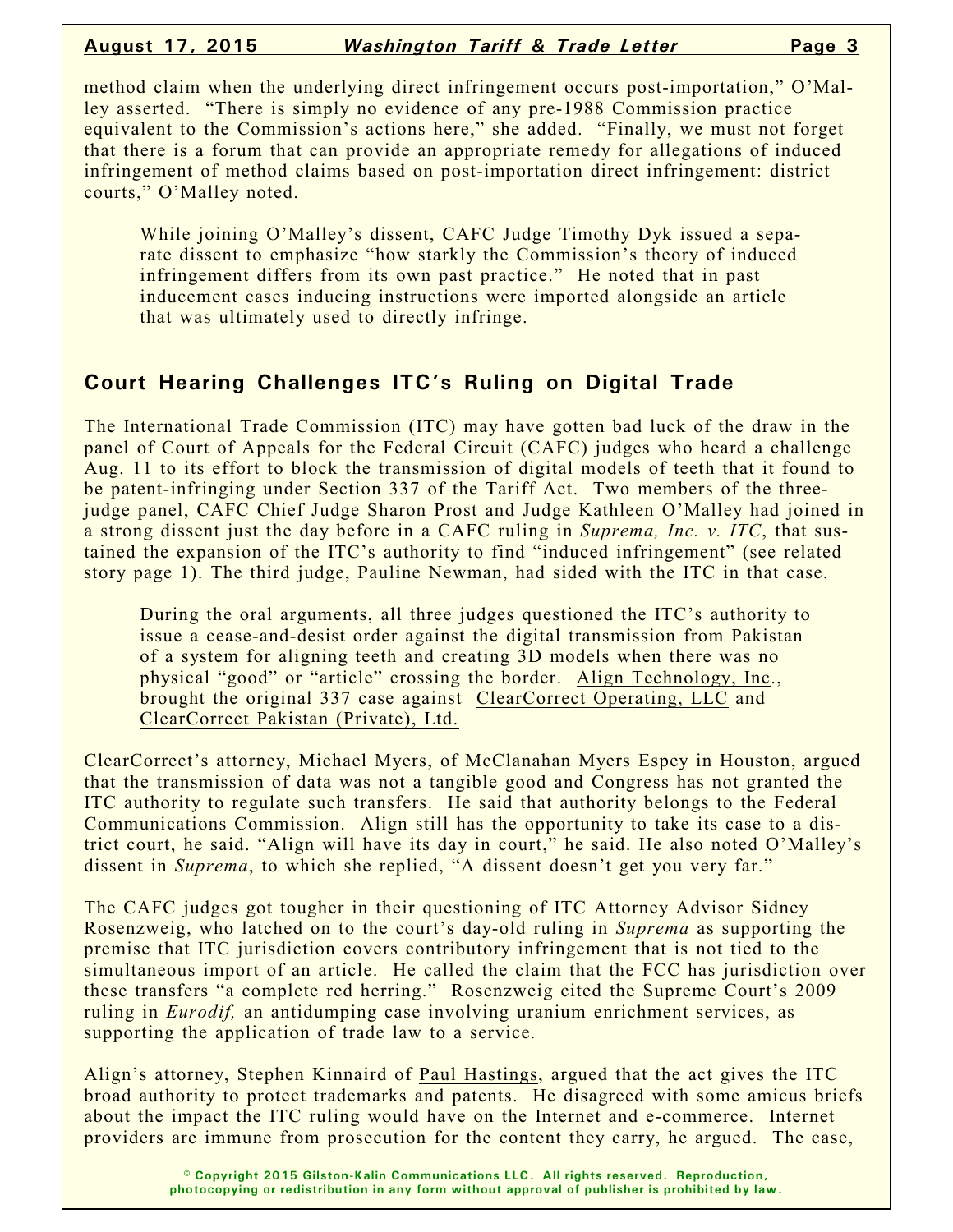method claim when the underlying direct infringement occurs post-importation," O'Malley asserted. "There is simply no evidence of any pre-1988 Commission practice equivalent to the Commission's actions here," she added. "Finally, we must not forget that there is a forum that can provide an appropriate remedy for allegations of induced infringement of method claims based on post-importation direct infringement: district courts," O'Malley noted.

While joining O'Malley's dissent, CAFC Judge Timothy Dyk issued a separate dissent to emphasize "how starkly the Commission's theory of induced infringement differs from its own past practice." He noted that in past inducement cases inducing instructions were imported alongside an article that was ultimately used to directly infringe.

## Court Hearing Challenges ITC's Ruling on Digital Trade

The International Trade Commission (ITC) may have gotten bad luck of the draw in the panel of Court of Appeals for the Federal Circuit (CAFC) judges who heard a challenge Aug. 11 to its effort to block the transmission of digital models of teeth that it found to be patent-infringing under Section 337 of the Tariff Act. Two members of the three-judge panel, CAFC Chief Judge Sharon Prost and Judge Kathleen O'Malley had joined in a strong dissent just the day before in a CAFC ruling in *Suprema, Inc. v. ITC*, that sustained the expansion of the ITC's authority to find "induced infringement" (see related story page 1). The third judge, Pauline Newman, had sided with the ITC in that case.

During the oral arguments, all three judges questioned the ITC's authority to issue a cease-and-desist order against the digital transmission from Pakistan of a system for aligning teeth and creating 3D models when there was no physical "good" or "article" crossing the border. Align Technology, Inc., brought the original 337 case against ClearCorrect Operating, LLC and ClearCorrect Pakistan (Private), Ltd.

ClearCorrect's attorney, Michael Myers, of McClanahan Myers Espey in Houston, argued that the transmission of data was not a tangible good and Congress has not granted the ITC authority to regulate such transfers. He said that authority belongs to the Federal Communications Commission. Align still has the opportunity to take its case to a district court, he said. "Align will have its day in court," he said. He also noted O'Malley's dissent in *Suprema*, to which she replied, "A dissent doesn't get you very far."

The CAFC judges got tougher in their questioning of ITC Attorney Advisor Sidney Rosenzweig, who latched on to the court's day-old ruling in *Suprema* as supporting the premise that ITC jurisdiction covers contributory infringement that is not tied to the simultaneous import of an article. He called the claim that the FCC has jurisdiction over these transfers "a complete red herring." Rosenzweig cited the Supreme Court's 2009 ruling in *Eurodif,* an antidumping case involving uranium enrichment services, as supporting the application of trade law to a service.

Align's attorney, Stephen Kinnaird of Paul Hastings, argued that the act gives the ITC broad authority to protect trademarks and patents. He disagreed with some amicus briefs about the impact the ITC ruling would have on the Internet and e-commerce. Internet providers are immune from prosecution for the content they carry, he argued. The case,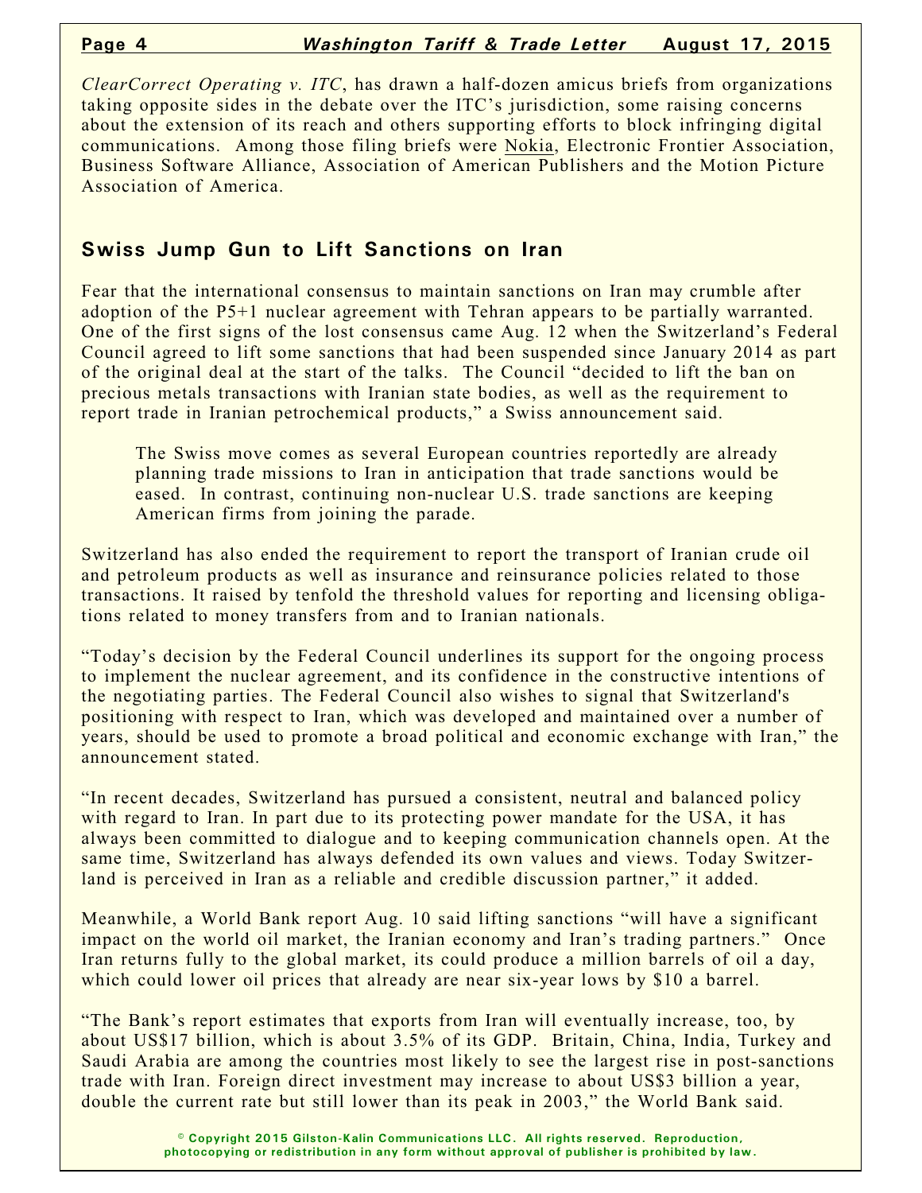*ClearCorrect Operating v. ITC*, has drawn a half-dozen amicus briefs from organizations taking opposite sides in the debate over the ITC's jurisdiction, some raising concerns about the extension of its reach and others supporting efforts to block infringing digital communications. Among those filing briefs were Nokia, Electronic Frontier Association, Business Software Alliance, Association of American Publishers and the Motion Picture Association of America.

## Swiss Jump Gun to Lift Sanctions on Iran

Fear that the international consensus to maintain sanctions on Iran may crumble after adoption of the P5+1 nuclear agreement with Tehran appears to be partially warranted. One of the first signs of the lost consensus came Aug. 12 when the Switzerland's Federal Council agreed to lift some sanctions that had been suspended since January 2014 as part of the original deal at the start of the talks. The Council "decided to lift the ban on precious metals transactions with Iranian state bodies, as well as the requirement to report trade in Iranian petrochemical products," a Swiss announcement said.

> The Swiss move comes as several European countries reportedly are already planning trade missions to Iran in anticipation that trade sanctions would be eased. In contrast, continuing non-nuclear U.S. trade sanctions are keeping American firms from joining the parade.

Switzerland has also ended the requirement to report the transport of Iranian crude oil and petroleum products as well as insurance and reinsurance policies related to those transactions. It raised by tenfold the threshold values for reporting and licensing obligations related to money transfers from and to Iranian nationals.

"Today's decision by the Federal Council underlines its support for the ongoing process to implement the nuclear agreement, and its confidence in the constructive intentions of the negotiating parties. The Federal Council also wishes to signal that Switzerland's positioning with respect to Iran, which was developed and maintained over a number of years, should be used to promote a broad political and economic exchange with Iran," the announcement stated.

"In recent decades, Switzerland has pursued a consistent, neutral and balanced policy with regard to Iran. In part due to its protecting power mandate for the USA, it has always been committed to dialogue and to keeping communication channels open. At the same time, Switzerland has always defended its own values and views. Today Switzerland is perceived in Iran as a reliable and credible discussion partner," it added.

Meanwhile, a World Bank report Aug. 10 said lifting sanctions "will have a significant impact on the world oil market, the Iranian economy and Iran's trading partners." Once Iran returns fully to the global market, its could produce a million barrels of oil a day, which could lower oil prices that already are near six-year lows by $10 a barrel.

"The Bank's report estimates that exports from Iran will eventually increase, too, by about US$17 billion, which is about 3.5% of its GDP. Britain, China, India, Turkey and Saudi Arabia are among the countries most likely to see the largest rise in post-sanctions trade with Iran. Foreign direct investment may increase to about US$3 billion a year, double the current rate but still lower than its peak in 2003," the World Bank said.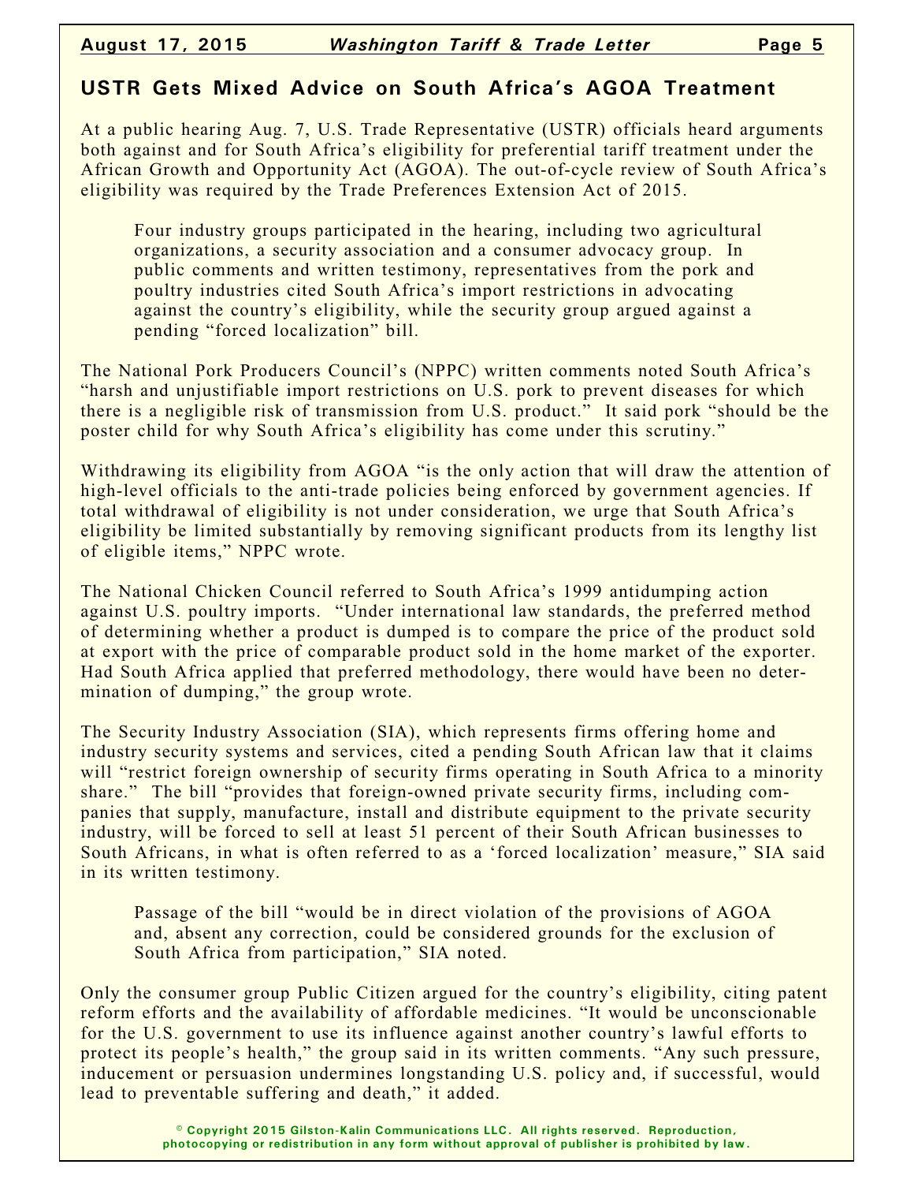## USTR Gets Mixed Advice on South Africa's AGOA Treatment

At a public hearing Aug. 7, U.S. Trade Representative (USTR) officials heard arguments both against and for South Africa's eligibility for preferential tariff treatment under the African Growth and Opportunity Act (AGOA). The out-of-cycle review of South Africa's eligibility was required by the Trade Preferences Extension Act of 2015.

> Four industry groups participated in the hearing, including two agricultural organizations, a security association and a consumer advocacy group. In public comments and written testimony, representatives from the pork and poultry industries cited South Africa's import restrictions in advocating against the country's eligibility, while the security group argued against a pending "forced localization" bill.

The National Pork Producers Council's (NPPC) written comments noted South Africa's "harsh and unjustifiable import restrictions on U.S. pork to prevent diseases for which there is a negligible risk of transmission from U.S. product." It said pork "should be the poster child for why South Africa's eligibility has come under this scrutiny."

Withdrawing its eligibility from AGOA "is the only action that will draw the attention of high-level officials to the anti-trade policies being enforced by government agencies. If total withdrawal of eligibility is not under consideration, we urge that South Africa's eligibility be limited substantially by removing significant products from its lengthy list of eligible items," NPPC wrote.

The National Chicken Council referred to South Africa's 1999 antidumping action against U.S. poultry imports. "Under international law standards, the preferred method of determining whether a product is dumped is to compare the price of the product sold at export with the price of comparable product sold in the home market of the exporter. Had South Africa applied that preferred methodology, there would have been no determination of dumping," the group wrote.

The Security Industry Association (SIA), which represents firms offering home and industry security systems and services, cited a pending South African law that it claims will "restrict foreign ownership of security firms operating in South Africa to a minority share." The bill "provides that foreign-owned private security firms, including companies that supply, manufacture, install and distribute equipment to the private security industry, will be forced to sell at least 51 percent of their South African businesses to South Africans, in what is often referred to as a 'forced localization' measure," SIA said in its written testimony.

> Passage of the bill "would be in direct violation of the provisions of AGOA and, absent any correction, could be considered grounds for the exclusion of South Africa from participation," SIA noted.

Only the consumer group Public Citizen argued for the country's eligibility, citing patent reform efforts and the availability of affordable medicines. "It would be unconscionable for the U.S. government to use its influence against another country's lawful efforts to protect its people's health," the group said in its written comments. "Any such pressure, inducement or persuasion undermines longstanding U.S. policy and, if successful, would lead to preventable suffering and death," it added.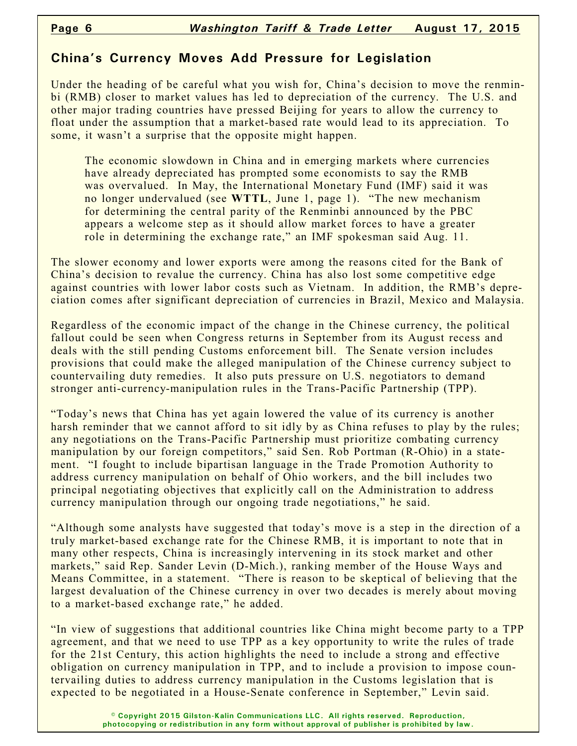## China's Currency Moves Add Pressure for Legislation

Under the heading of be careful what you wish for, China's decision to move the renminbi (RMB) closer to market values has led to depreciation of the currency. The U.S. and other major trading countries have pressed Beijing for years to allow the currency to float under the assumption that a market-based rate would lead to its appreciation. To some, it wasn't a surprise that the opposite might happen.

> The economic slowdown in China and in emerging markets where currencies have already depreciated has prompted some economists to say the RMB was overvalued. In May, the International Monetary Fund (IMF) said it was no longer undervalued (see **WTTL**, June 1, page 1). "The new mechanism for determining the central parity of the Renminbi announced by the PBC appears a welcome step as it should allow market forces to have a greater role in determining the exchange rate," an IMF spokesman said Aug. 11.

The slower economy and lower exports were among the reasons cited for the Bank of China's decision to revalue the currency. China has also lost some competitive edge against countries with lower labor costs such as Vietnam. In addition, the RMB's depreciation comes after significant depreciation of currencies in Brazil, Mexico and Malaysia.

Regardless of the economic impact of the change in the Chinese currency, the political fallout could be seen when Congress returns in September from its August recess and deals with the still pending Customs enforcement bill. The Senate version includes provisions that could make the alleged manipulation of the Chinese currency subject to countervailing duty remedies. It also puts pressure on U.S. negotiators to demand stronger anti-currency-manipulation rules in the Trans-Pacific Partnership (TPP).

"Today's news that China has yet again lowered the value of its currency is another harsh reminder that we cannot afford to sit idly by as China refuses to play by the rules; any negotiations on the Trans-Pacific Partnership must prioritize combating currency manipulation by our foreign competitors," said Sen. Rob Portman (R-Ohio) in a statement. "I fought to include bipartisan language in the Trade Promotion Authority to address currency manipulation on behalf of Ohio workers, and the bill includes two principal negotiating objectives that explicitly call on the Administration to address currency manipulation through our ongoing trade negotiations," he said.

"Although some analysts have suggested that today's move is a step in the direction of a truly market-based exchange rate for the Chinese RMB, it is important to note that in many other respects, China is increasingly intervening in its stock market and other markets," said Rep. Sander Levin (D-Mich.), ranking member of the House Ways and Means Committee, in a statement. "There is reason to be skeptical of believing that the largest devaluation of the Chinese currency in over two decades is merely about moving to a market-based exchange rate," he added.

"In view of suggestions that additional countries like China might become party to a TPP agreement, and that we need to use TPP as a key opportunity to write the rules of trade for the 21st Century, this action highlights the need to include a strong and effective obligation on currency manipulation in TPP, and to include a provision to impose countervailing duties to address currency manipulation in the Customs legislation that is expected to be negotiated in a House-Senate conference in September," Levin said.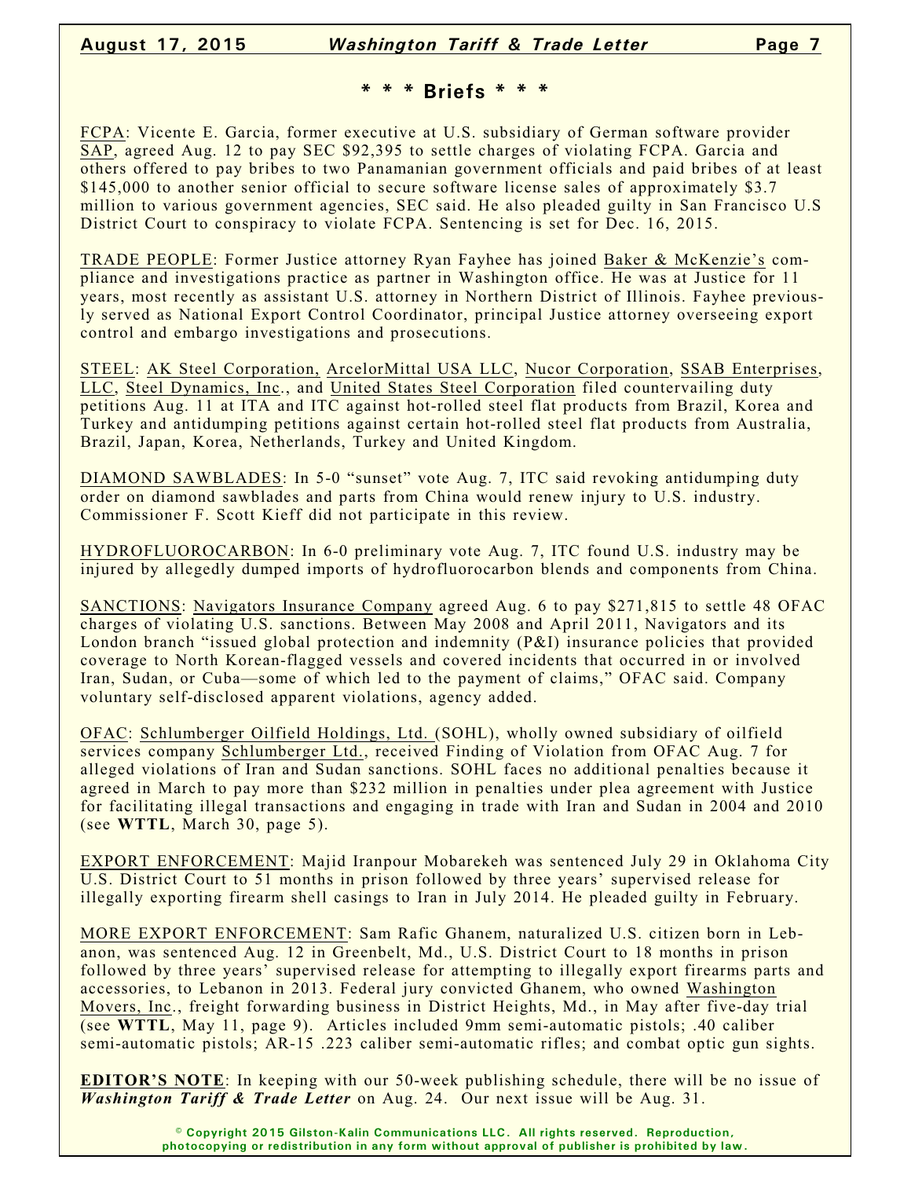## * * * Briefs * * *

FCPA: Vicente E. Garcia, former executive at U.S. subsidiary of German software provider SAP, agreed Aug. 12 to pay SEC $92,395 to settle charges of violating FCPA. Garcia and others offered to pay bribes to two Panamanian government officials and paid bribes of at least $145,000 to another senior official to secure software license sales of approximately $3.7 million to various government agencies, SEC said. He also pleaded guilty in San Francisco U.S District Court to conspiracy to violate FCPA. Sentencing is set for Dec. 16, 2015.

TRADE PEOPLE: Former Justice attorney Ryan Fayhee has joined Baker & McKenzie's compliance and investigations practice as partner in Washington office. He was at Justice for 11 years, most recently as assistant U.S. attorney in Northern District of Illinois. Fayhee previously served as National Export Control Coordinator, principal Justice attorney overseeing export control and embargo investigations and prosecutions.

STEEL: AK Steel Corporation, ArcelorMittal USA LLC, Nucor Corporation, SSAB Enterprises, LLC, Steel Dynamics, Inc., and United States Steel Corporation filed countervailing duty petitions Aug. 11 at ITA and ITC against hot-rolled steel flat products from Brazil, Korea and Turkey and antidumping petitions against certain hot-rolled steel flat products from Australia, Brazil, Japan, Korea, Netherlands, Turkey and United Kingdom.

DIAMOND SAWBLADES: In 5-0 "sunset" vote Aug. 7, ITC said revoking antidumping duty order on diamond sawblades and parts from China would renew injury to U.S. industry. Commissioner F. Scott Kieff did not participate in this review.

HYDROFLUOROCARBON: In 6-0 preliminary vote Aug. 7, ITC found U.S. industry may be injured by allegedly dumped imports of hydrofluorocarbon blends and components from China.

SANCTIONS: Navigators Insurance Company agreed Aug. 6 to pay $271,815 to settle 48 OFAC charges of violating U.S. sanctions. Between May 2008 and April 2011, Navigators and its London branch "issued global protection and indemnity (P&I) insurance policies that provided coverage to North Korean-flagged vessels and covered incidents that occurred in or involved Iran, Sudan, or Cuba—some of which led to the payment of claims," OFAC said. Company voluntary self-disclosed apparent violations, agency added.

OFAC: Schlumberger Oilfield Holdings, Ltd. (SOHL), wholly owned subsidiary of oilfield services company Schlumberger Ltd., received Finding of Violation from OFAC Aug. 7 for alleged violations of Iran and Sudan sanctions. SOHL faces no additional penalties because it agreed in March to pay more than $232 million in penalties under plea agreement with Justice for facilitating illegal transactions and engaging in trade with Iran and Sudan in 2004 and 2010 (see **WTTL**, March 30, page 5).

EXPORT ENFORCEMENT: Majid Iranpour Mobarekeh was sentenced July 29 in Oklahoma City U.S. District Court to 51 months in prison followed by three years' supervised release for illegally exporting firearm shell casings to Iran in July 2014. He pleaded guilty in February.

MORE EXPORT ENFORCEMENT: Sam Rafic Ghanem, naturalized U.S. citizen born in Lebanon, was sentenced Aug. 12 in Greenbelt, Md., U.S. District Court to 18 months in prison followed by three years' supervised release for attempting to illegally export firearms parts and accessories, to Lebanon in 2013. Federal jury convicted Ghanem, who owned Washington Movers, Inc., freight forwarding business in District Heights, Md., in May after five-day trial (see **WTTL**, May 11, page 9). Articles included 9mm semi-automatic pistols; .40 caliber semi-automatic pistols; AR-15 .223 caliber semi-automatic rifles; and combat optic gun sights.

**EDITOR'S NOTE**: In keeping with our 50-week publishing schedule, there will be no issue of ***Washington Tariff & Trade Letter*** on Aug. 24. Our next issue will be Aug. 31.

© Copyright 2015 Gilston-Kalin Communications LLC. All rights reserved. Reproduction, photocopying or redistribution in any form without approval of publisher is prohibited by law.